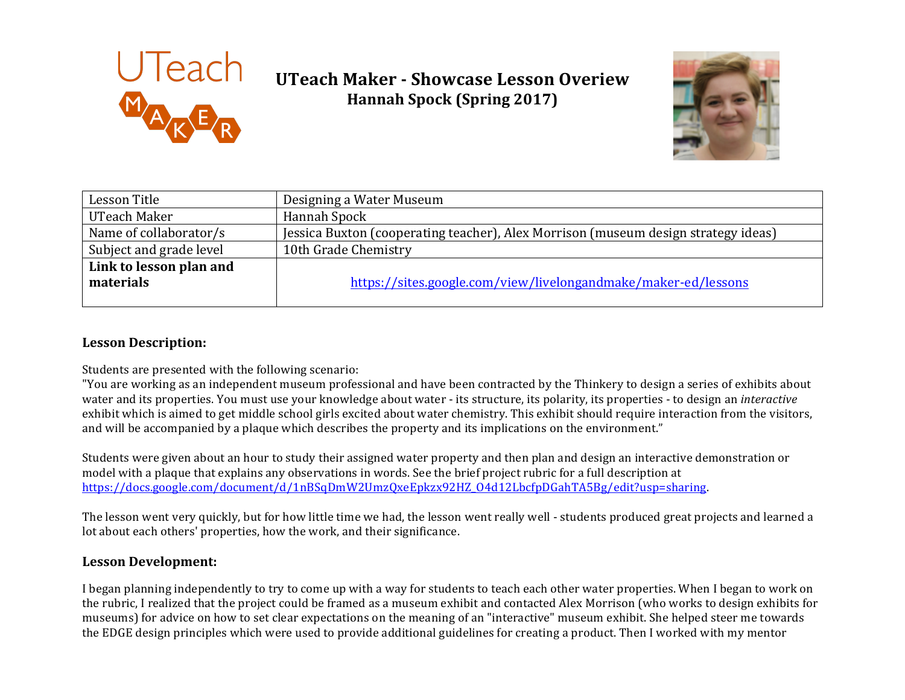# UTeach Maker - Showcase Lesson Overiew

## Hannah Spock (Spring 2017)

| Lesson Title | Designing a Water Museum |
| --- | --- |
| UTeach Maker | Hannah Spock |
| Name of collaborator/s | Jessica Buxton (cooperating teacher), Alex Morrison (museum design strategy ideas) |
| Subject and grade level | 10th Grade Chemistry |
| **Link to lesson plan and materials** | https://sites.google.com/view/livelongandmake/maker-ed/lessons |

### Lesson Description:

Students are presented with the following scenario:
"You are working as an independent museum professional and have been contracted by the Thinkery to design a series of exhibits about water and its properties. You must use your knowledge about water - its structure, its polarity, its properties - to design an *interactive* exhibit which is aimed to get middle school girls excited about water chemistry. This exhibit should require interaction from the visitors, and will be accompanied by a plaque which describes the property and its implications on the environment."

Students were given about an hour to study their assigned water property and then plan and design an interactive demonstration or model with a plaque that explains any observations in words. See the brief project rubric for a full description at https://docs.google.com/document/d/1nBSqDmW2UmzQxeEpkzx92HZ_O4d12LbcfpDGahTA5Bg/edit?usp=sharing.

The lesson went very quickly, but for how little time we had, the lesson went really well - students produced great projects and learned a lot about each others' properties, how the work, and their significance.

### Lesson Development:

I began planning independently to try to come up with a way for students to teach each other water properties. When I began to work on the rubric, I realized that the project could be framed as a museum exhibit and contacted Alex Morrison (who works to design exhibits for museums) for advice on how to set clear expectations on the meaning of an "interactive" museum exhibit. She helped steer me towards the EDGE design principles which were used to provide additional guidelines for creating a product. Then I worked with my mentor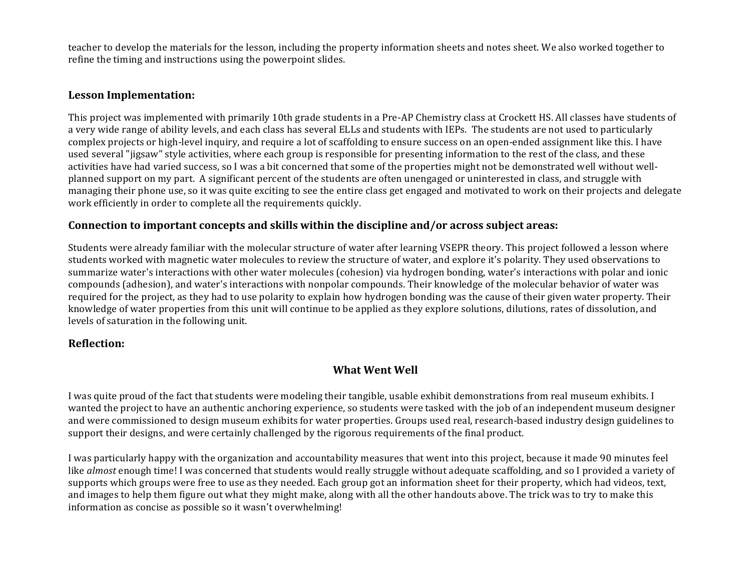teacher to develop the materials for the lesson, including the property information sheets and notes sheet. We also worked together to refine the timing and instructions using the powerpoint slides.

### Lesson Implementation:

This project was implemented with primarily 10th grade students in a Pre-AP Chemistry class at Crockett HS. All classes have students of a very wide range of ability levels, and each class has several ELLs and students with IEPs. The students are not used to particularly complex projects or high-level inquiry, and require a lot of scaffolding to ensure success on an open-ended assignment like this. I have used several "jigsaw" style activities, where each group is responsible for presenting information to the rest of the class, and these activities have had varied success, so I was a bit concerned that some of the properties might not be demonstrated well without well-planned support on my part. A significant percent of the students are often unengaged or uninterested in class, and struggle with managing their phone use, so it was quite exciting to see the entire class get engaged and motivated to work on their projects and delegate work efficiently in order to complete all the requirements quickly.

### Connection to important concepts and skills within the discipline and/or across subject areas:

Students were already familiar with the molecular structure of water after learning VSEPR theory. This project followed a lesson where students worked with magnetic water molecules to review the structure of water, and explore it's polarity. They used observations to summarize water's interactions with other water molecules (cohesion) via hydrogen bonding, water's interactions with polar and ionic compounds (adhesion), and water's interactions with nonpolar compounds. Their knowledge of the molecular behavior of water was required for the project, as they had to use polarity to explain how hydrogen bonding was the cause of their given water property. Their knowledge of water properties from this unit will continue to be applied as they explore solutions, dilutions, rates of dissolution, and levels of saturation in the following unit.

### Reflection:

#### What Went Well

I was quite proud of the fact that students were modeling their tangible, usable exhibit demonstrations from real museum exhibits. I wanted the project to have an authentic anchoring experience, so students were tasked with the job of an independent museum designer and were commissioned to design museum exhibits for water properties. Groups used real, research-based industry design guidelines to support their designs, and were certainly challenged by the rigorous requirements of the final product.

I was particularly happy with the organization and accountability measures that went into this project, because it made 90 minutes feel like *almost* enough time! I was concerned that students would really struggle without adequate scaffolding, and so I provided a variety of supports which groups were free to use as they needed. Each group got an information sheet for their property, which had videos, text, and images to help them figure out what they might make, along with all the other handouts above. The trick was to try to make this information as concise as possible so it wasn't overwhelming!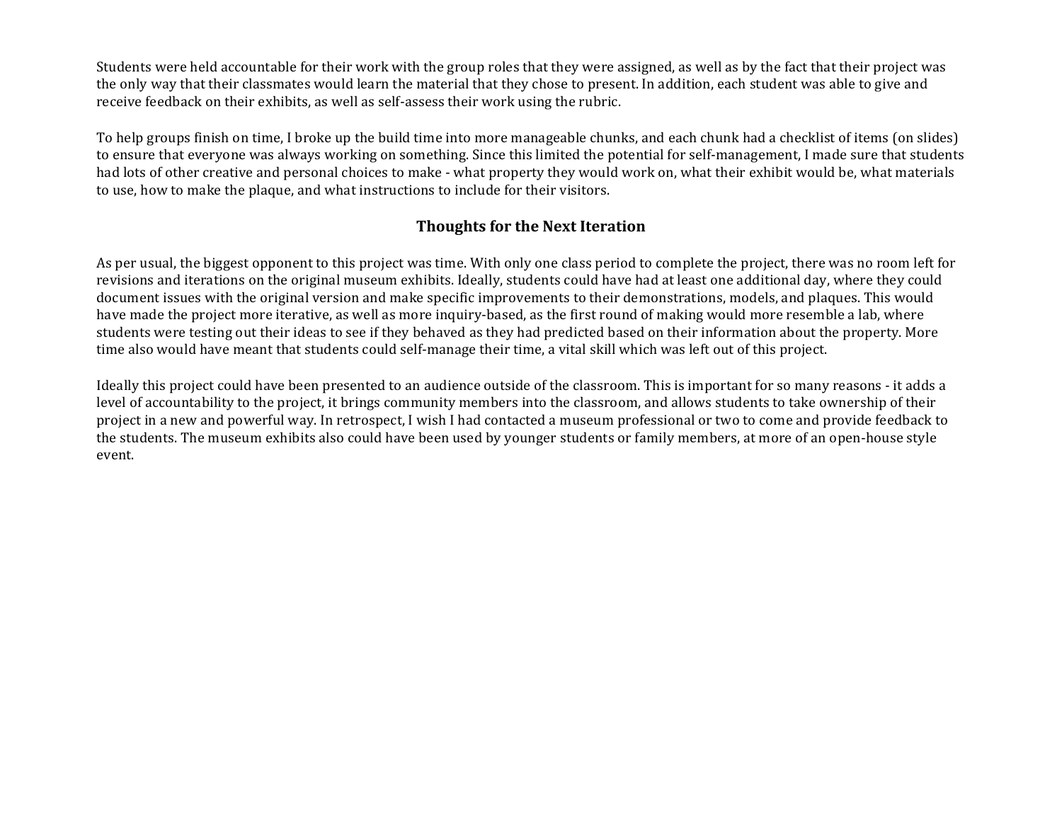Students were held accountable for their work with the group roles that they were assigned, as well as by the fact that their project was the only way that their classmates would learn the material that they chose to present. In addition, each student was able to give and receive feedback on their exhibits, as well as self-assess their work using the rubric.

To help groups finish on time, I broke up the build time into more manageable chunks, and each chunk had a checklist of items (on slides) to ensure that everyone was always working on something. Since this limited the potential for self-management, I made sure that students had lots of other creative and personal choices to make - what property they would work on, what their exhibit would be, what materials to use, how to make the plaque, and what instructions to include for their visitors.

## Thoughts for the Next Iteration

As per usual, the biggest opponent to this project was time. With only one class period to complete the project, there was no room left for revisions and iterations on the original museum exhibits. Ideally, students could have had at least one additional day, where they could document issues with the original version and make specific improvements to their demonstrations, models, and plaques. This would have made the project more iterative, as well as more inquiry-based, as the first round of making would more resemble a lab, where students were testing out their ideas to see if they behaved as they had predicted based on their information about the property. More time also would have meant that students could self-manage their time, a vital skill which was left out of this project.

Ideally this project could have been presented to an audience outside of the classroom. This is important for so many reasons - it adds a level of accountability to the project, it brings community members into the classroom, and allows students to take ownership of their project in a new and powerful way. In retrospect, I wish I had contacted a museum professional or two to come and provide feedback to the students. The museum exhibits also could have been used by younger students or family members, at more of an open-house style event.